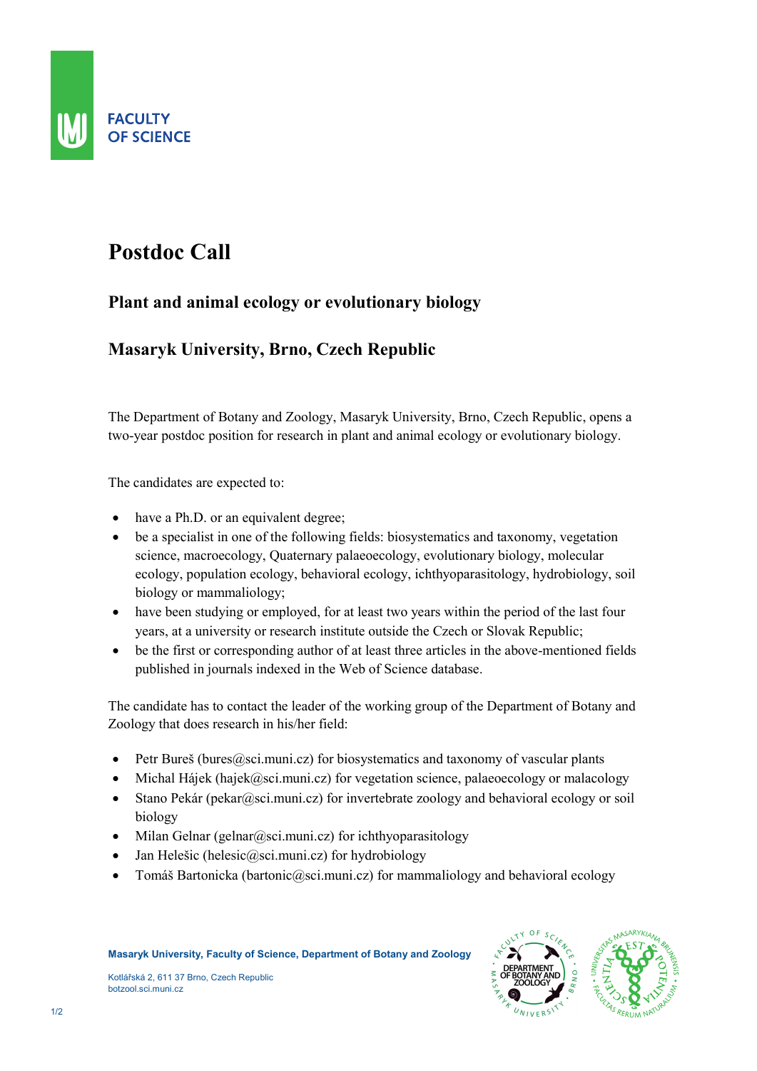# Postdoc Call

## Plant and animal ecology or evolutionary biology

## Masaryk University, Brno, Czech Republic

The Department of Botany and Zoology, Masaryk University, Brno, Czech Republic, opens a two-year postdoc position for research in plant and animal ecology or evolutionary biology.

The candidates are expected to:

- have a Ph.D. or an equivalent degree;
- be a specialist in one of the following fields: biosystematics and taxonomy, vegetation science, macroecology, Quaternary palaeoecology, evolutionary biology, molecular ecology, population ecology, behavioral ecology, ichthyoparasitology, hydrobiology, soil biology or mammaliology;
- have been studying or employed, for at least two years within the period of the last four years, at a university or research institute outside the Czech or Slovak Republic;
- be the first or corresponding author of at least three articles in the above-mentioned fields published in journals indexed in the Web of Science database.

The candidate has to contact the leader of the working group of the Department of Botany and Zoology that does research in his/her field:

- Petr Bureš (bures@sci.muni.cz) for biosystematics and taxonomy of vascular plants
- Michal Hájek (hajek@sci.muni.cz) for vegetation science, palaeoecology or malacology
- Stano Pekár (pekar@sci.muni.cz) for invertebrate zoology and behavioral ecology or soil biology
- Milan Gelnar (gelnar@sci.muni.cz) for ichthyoparasitology
- Jan Helešic (helesic@sci.muni.cz) for hydrobiology
- Tomáš Bartonicka (bartonic@sci.muni.cz) for mammaliology and behavioral ecology

**Masaryk University, Faculty of Science, Department of Botany and Zoology**

Kotlářská 2, 611 37 Brno, Czech Republic
botzool.sci.muni.cz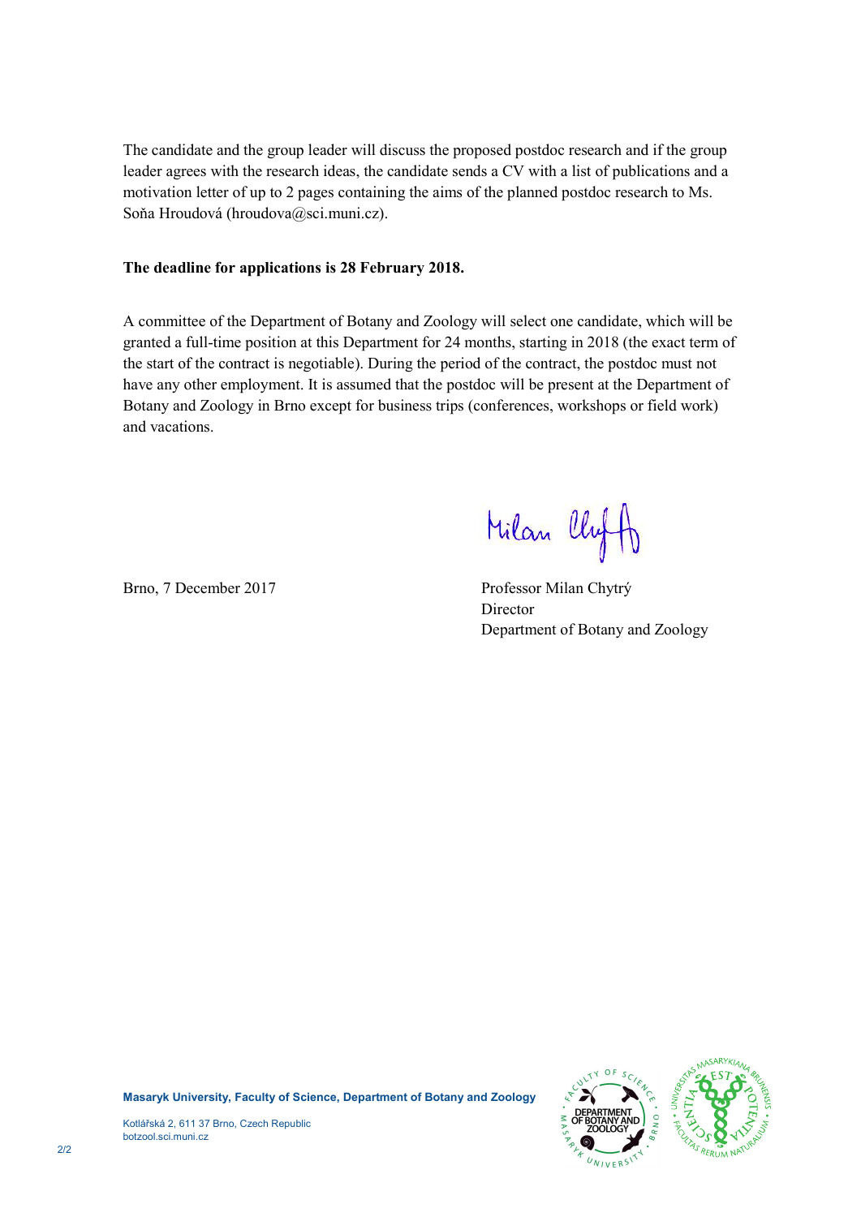The candidate and the group leader will discuss the proposed postdoc research and if the group leader agrees with the research ideas, the candidate sends a CV with a list of publications and a motivation letter of up to 2 pages containing the aims of the planned postdoc research to Ms. Soňa Hroudová (hroudova@sci.muni.cz).

**The deadline for applications is 28 February 2018.**

A committee of the Department of Botany and Zoology will select one candidate, which will be granted a full-time position at this Department for 24 months, starting in 2018 (the exact term of the start of the contract is negotiable). During the period of the contract, the postdoc must not have any other employment. It is assumed that the postdoc will be present at the Department of Botany and Zoology in Brno except for business trips (conferences, workshops or field work) and vacations.

Milan Chytrý

Brno, 7 December 2017

Professor Milan Chytrý
Director
Department of Botany and Zoology

**Masaryk University, Faculty of Science, Department of Botany and Zoology**

Kotlářská 2, 611 37 Brno, Czech Republic
botzool.sci.muni.cz